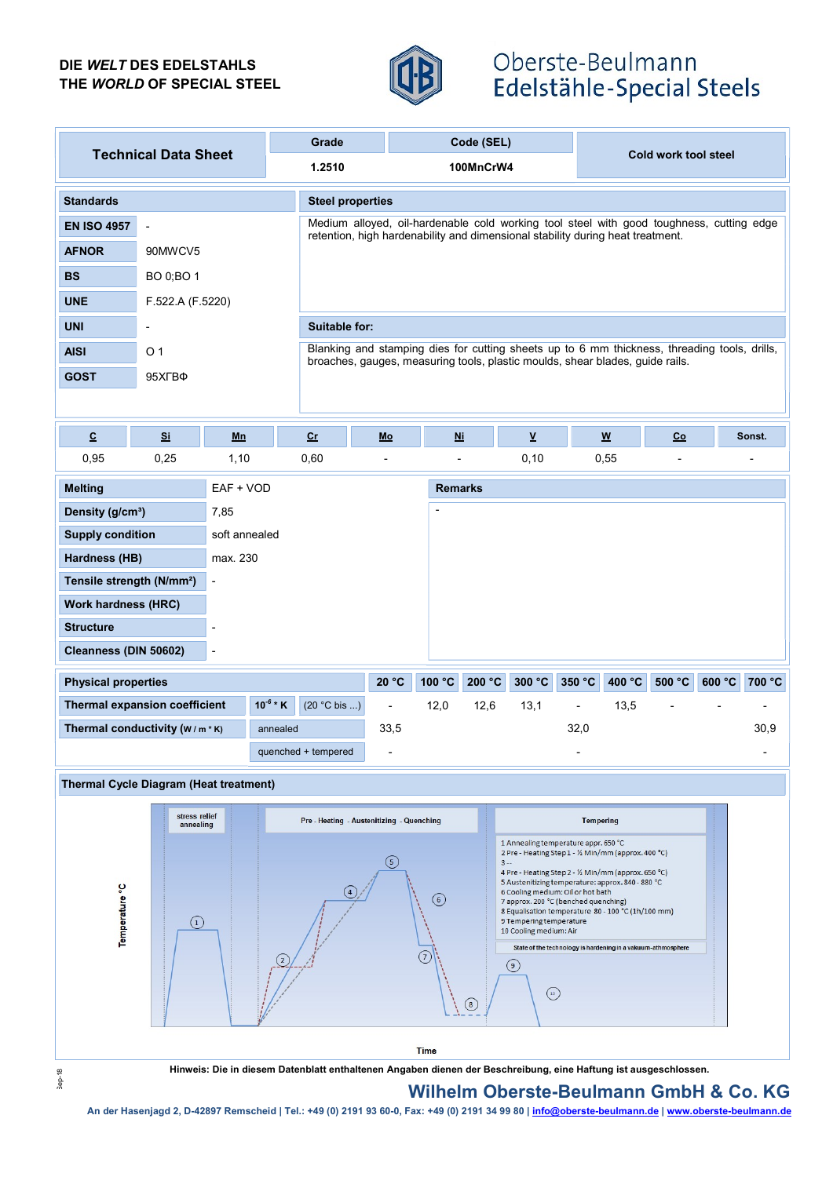DIE *WELT* DES EDELSTAHLS
THE *WORLD* OF SPECIAL STEEL

Oberste-Beulmann
Edelstähle-Special Steels

| Technical Data Sheet | Grade | Code (SEL) | Cold work tool steel |
|---|---|---|---|
| | 1.2510 | 100MnCrW4 | |

| Standards | |
|---|---|
| EN ISO 4957 | - |
| AFNOR | 90MWCV5 |
| BS | BO 0;BO 1 |
| UNE | F.522.A (F.5220) |
| UNI | - |
| AISI | O 1 |
| GOST | 95ХГВФ |

**Steel properties**

Medium alloyed, oil-hardenable cold working tool steel with good toughness, cutting edge retention, high hardenability and dimensional stability during heat treatment.

**Suitable for:**

Blanking and stamping dies for cutting sheets up to 6 mm thickness, threading tools, drills, broaches, gauges, measuring tools, plastic moulds, shear blades, guide rails.

| C | Si | Mn | Cr | Mo | Ni | V | W | Co | Sonst. |
|---|---|---|---|---|---|---|---|---|---|
| 0,95 | 0,25 | 1,10 | 0,60 | - | - | 0,10 | 0,55 | - | - |

| | |
|---|---|
| Melting | EAF + VOD |
| Density (g/cm³) | 7,85 |
| Supply condition | soft annealed |
| Hardness (HB) | max. 230 |
| Tensile strength (N/mm²) | - |
| Work hardness (HRC) | |
| Structure | - |
| Cleanness (DIN 50602) | - |

**Remarks**

-

| Physical properties | | | 20 °C | 100 °C | 200 °C | 300 °C | 350 °C | 400 °C | 500 °C | 600 °C | 700 °C |
|---|---|---|---|---|---|---|---|---|---|---|---|
| Thermal expansion coefficient | $10^{-6}$ * K | (20 °C bis ...) | - | 12,0 | 12,6 | 13,1 | - | 13,5 | - | - | - |
| Thermal conductivity (W / m * K) | annealed | | 33,5 | | | | 32,0 | | | | 30,9 |
| | quenched + tempered | | - | | | | - | | | | - |

**Thermal Cycle Diagram (Heat treatment)**

stress relief annealing | Pre - Heating - Austenitizing - Quenching | Tempering

1 Annealing temperature appr. 650 °C
2 Pre - Heating Step 1 - ½ Min/mm (approx. 400 °C)
3 --
4 Pre - Heating Step 2 - ½ Min/mm (approx. 650 °C)
5 Austenitizing temperature: approx. 840 - 880 °C
6 Cooling medium: Oil or hot bath
7 approx. 200 °C (benched quenching)
8 Equalisation temperature 80 - 100 °C (1h/100 mm)
9 Tempering temperature
10 Cooling medium: Air

State of the technology is hardening in a vakuum-athmosphere

Temperature °C

Time

Hinweis: Die in diesem Datenblatt enthaltenen Angaben dienen der Beschreibung, eine Haftung ist ausgeschlossen.

Sep-18

**Wilhelm Oberste-Beulmann GmbH & Co. KG**

An der Hasenjagd 2, D-42897 Remscheid | Tel.: +49 (0) 2191 93 60-0, Fax: +49 (0) 2191 34 99 80 | info@oberste-beulmann.de | www.oberste-beulmann.de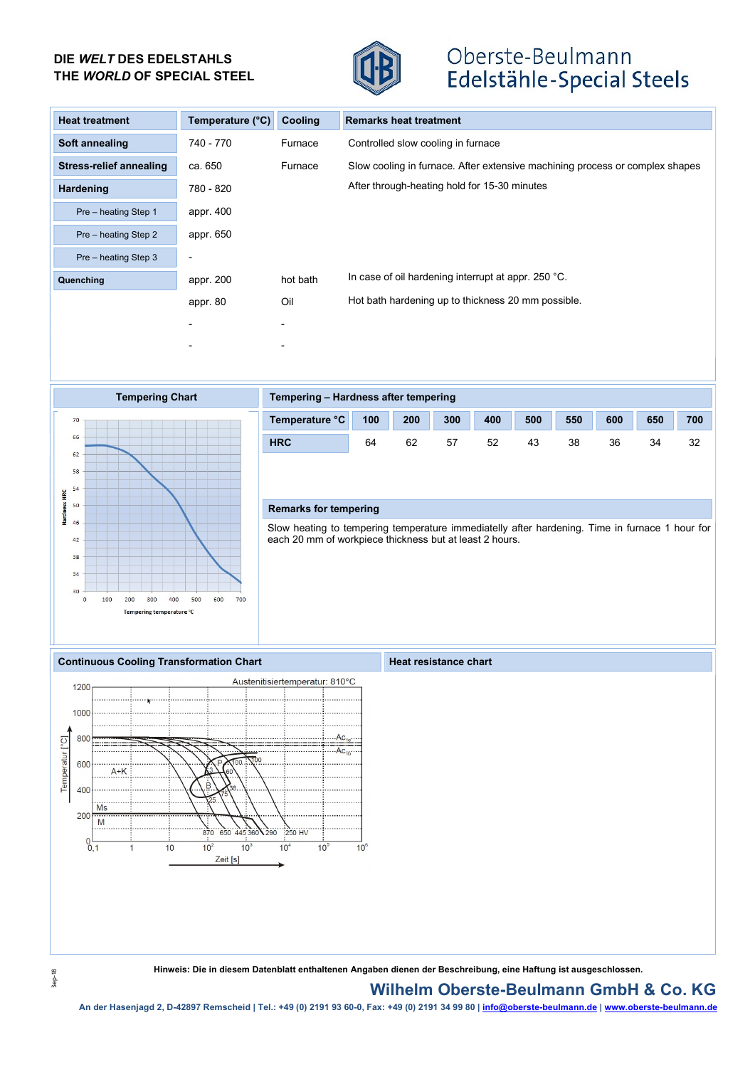DIE *WELT* DES EDELSTAHLS
THE *WORLD* OF SPECIAL STEEL

Oberste-Beulmann
Edelstähle-Special Steels

| Heat treatment | Temperature (°C) | Cooling | Remarks heat treatment |
|---|---|---|---|
| **Soft annealing** | 740 - 770 | Furnace | Controlled slow cooling in furnace |
| **Stress-relief annealing** | ca. 650 | Furnace | Slow cooling in furnace. After extensive machining process or complex shapes |
| **Hardening** | 780 - 820 | | After through-heating hold for 15-30 minutes |
| Pre – heating Step 1 | appr. 400 | | |
| Pre – heating Step 2 | appr. 650 | | |
| Pre – heating Step 3 | - | | |
| **Quenching** | appr. 200 | hot bath | In case of oil hardening interrupt at appr. 250 °C. |
| | appr. 80 | Oil | Hot bath hardening up to thickness 20 mm possible. |
| | - | - | |
| | - | - | |

## Tempering Chart

70
66
62
58
54
50
46
42
38
34
30
Hardness HRC
0 100 200 300 400 500 600 700
Tempering temperature °C

## Tempering – Hardness after tempering

| Temperature °C | 100 | 200 | 300 | 400 | 500 | 550 | 600 | 650 | 700 |
|---|---|---|---|---|---|---|---|---|---|
| HRC | 64 | 62 | 57 | 52 | 43 | 38 | 36 | 34 | 32 |

## Remarks for tempering

Slow heating to tempering temperature immediately after hardening. Time in furnace 1 hour for each 20 mm of workpiece thickness but at least 2 hours.

## Continuous Cooling Transformation Chart

Austenitisiertemperatur: 810°C
1200
1000
800
600
400
200
0
Temperatur [°C]
$Ac_{1e}$
$Ac_{1b}$
A+K
P
B
Ms
M
100
100
3
60
38
75
25
870 650 445 360 290 250 HV
0,1 1 10 $10^2$ $10^3$ $10^4$ $10^5$ $10^6$
Zeit [s]

## Heat resistance chart

**Hinweis: Die in diesem Datenblatt enthaltenen Angaben dienen der Beschreibung, eine Haftung ist ausgeschlossen.**

**Wilhelm Oberste-Beulmann GmbH & Co. KG**

An der Hasenjagd 2, D-42897 Remscheid | Tel.: +49 (0) 2191 93 60-0, Fax: +49 (0) 2191 34 99 80 | info@oberste-beulmann.de | www.oberste-beulmann.de

Sep-18